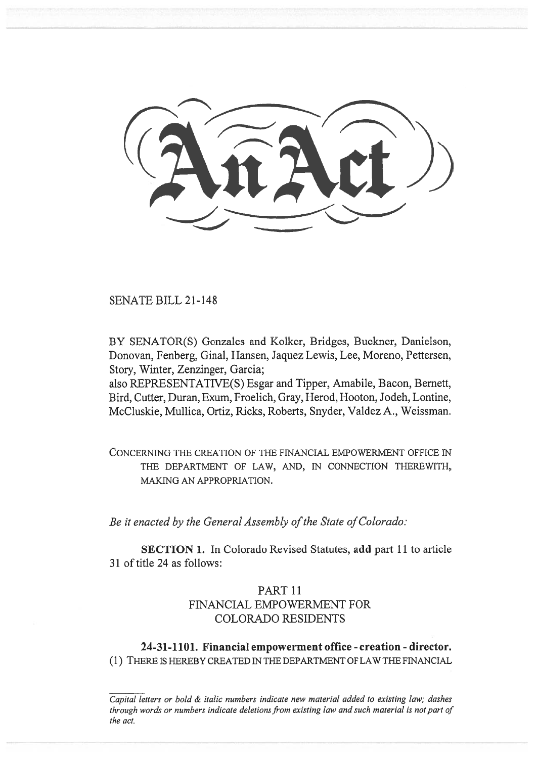An Act

SENATE BILL 21-148

BY SENATOR(S) Gonzales and Kolker, Bridges, Buckner, Danielson, Donovan, Fenberg, Ginal, Hansen, Jaquez Lewis, Lee, Moreno, Pettersen, Story, Winter, Zenzinger, Garcia;
also REPRESENTATIVE(S) Esgar and Tipper, Amabile, Bacon, Bernett, Bird, Cutter, Duran, Exum, Froelich, Gray, Herod, Hooton, Jodeh, Lontine, McCluskie, Mullica, Ortiz, Ricks, Roberts, Snyder, Valdez A., Weissman.

CONCERNING THE CREATION OF THE FINANCIAL EMPOWERMENT OFFICE IN THE DEPARTMENT OF LAW, AND, IN CONNECTION THEREWITH, MAKING AN APPROPRIATION.

*Be it enacted by the General Assembly of the State of Colorado:*

**SECTION 1.** In Colorado Revised Statutes, **add** part 11 to article 31 of title 24 as follows:

PART 11
FINANCIAL EMPOWERMENT FOR COLORADO RESIDENTS

**24-31-1101. Financial empowerment office - creation - director.** (1) THERE IS HEREBY CREATED IN THE DEPARTMENT OF LAW THE FINANCIAL

*Capital letters or bold & italic numbers indicate new material added to existing law; dashes through words or numbers indicate deletions from existing law and such material is not part of the act.*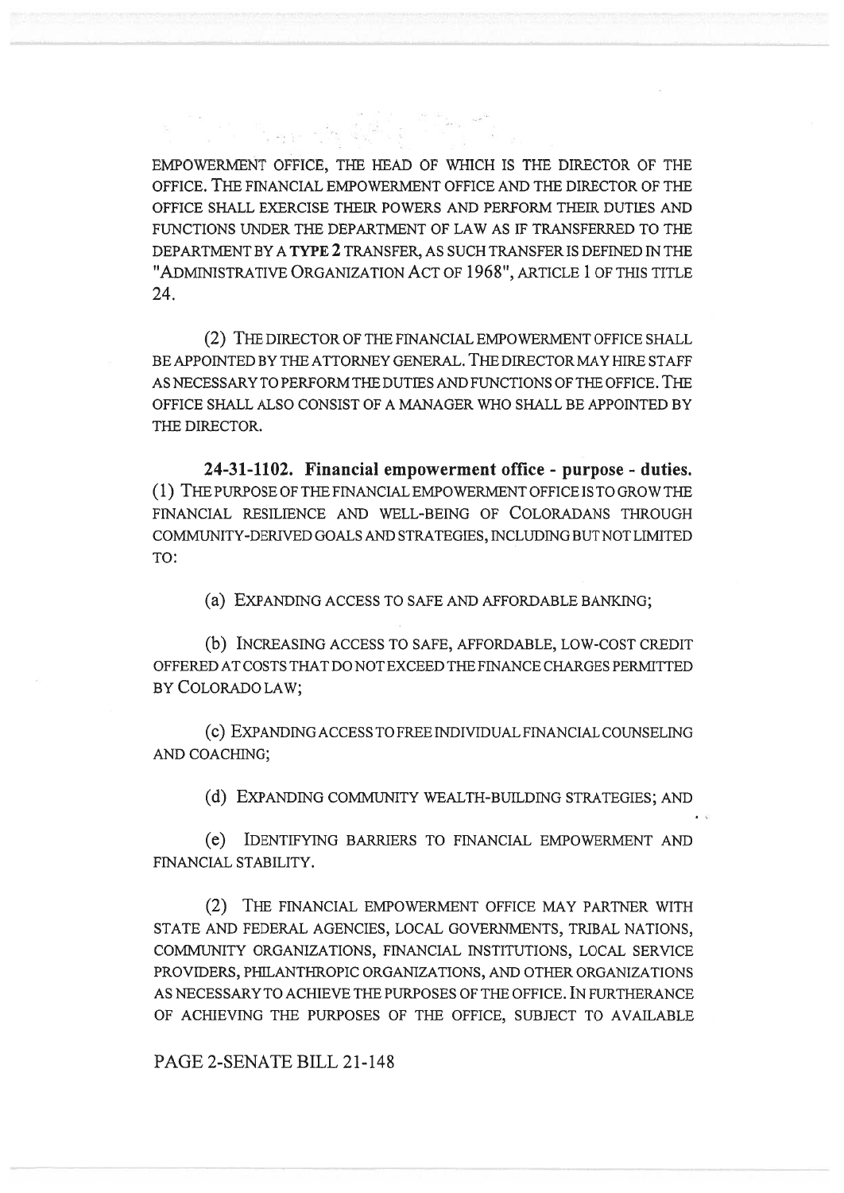EMPOWERMENT OFFICE, THE HEAD OF WHICH IS THE DIRECTOR OF THE OFFICE. THE FINANCIAL EMPOWERMENT OFFICE AND THE DIRECTOR OF THE OFFICE SHALL EXERCISE THEIR POWERS AND PERFORM THEIR DUTIES AND FUNCTIONS UNDER THE DEPARTMENT OF LAW AS IF TRANSFERRED TO THE DEPARTMENT BY A **TYPE 2** TRANSFER, AS SUCH TRANSFER IS DEFINED IN THE "ADMINISTRATIVE ORGANIZATION ACT OF 1968", ARTICLE 1 OF THIS TITLE 24.

(2) THE DIRECTOR OF THE FINANCIAL EMPOWERMENT OFFICE SHALL BE APPOINTED BY THE ATTORNEY GENERAL. THE DIRECTOR MAY HIRE STAFF AS NECESSARY TO PERFORM THE DUTIES AND FUNCTIONS OF THE OFFICE. THE OFFICE SHALL ALSO CONSIST OF A MANAGER WHO SHALL BE APPOINTED BY THE DIRECTOR.

**24-31-1102. Financial empowerment office - purpose - duties.** (1) THE PURPOSE OF THE FINANCIAL EMPOWERMENT OFFICE IS TO GROW THE FINANCIAL RESILIENCE AND WELL-BEING OF COLORADANS THROUGH COMMUNITY-DERIVED GOALS AND STRATEGIES, INCLUDING BUT NOT LIMITED TO:

(a) EXPANDING ACCESS TO SAFE AND AFFORDABLE BANKING;

(b) INCREASING ACCESS TO SAFE, AFFORDABLE, LOW-COST CREDIT OFFERED AT COSTS THAT DO NOT EXCEED THE FINANCE CHARGES PERMITTED BY COLORADO LAW;

(c) EXPANDING ACCESS TO FREE INDIVIDUAL FINANCIAL COUNSELING AND COACHING;

(d) EXPANDING COMMUNITY WEALTH-BUILDING STRATEGIES; AND

(e) IDENTIFYING BARRIERS TO FINANCIAL EMPOWERMENT AND FINANCIAL STABILITY.

(2) THE FINANCIAL EMPOWERMENT OFFICE MAY PARTNER WITH STATE AND FEDERAL AGENCIES, LOCAL GOVERNMENTS, TRIBAL NATIONS, COMMUNITY ORGANIZATIONS, FINANCIAL INSTITUTIONS, LOCAL SERVICE PROVIDERS, PHILANTHROPIC ORGANIZATIONS, AND OTHER ORGANIZATIONS AS NECESSARY TO ACHIEVE THE PURPOSES OF THE OFFICE. IN FURTHERANCE OF ACHIEVING THE PURPOSES OF THE OFFICE, SUBJECT TO AVAILABLE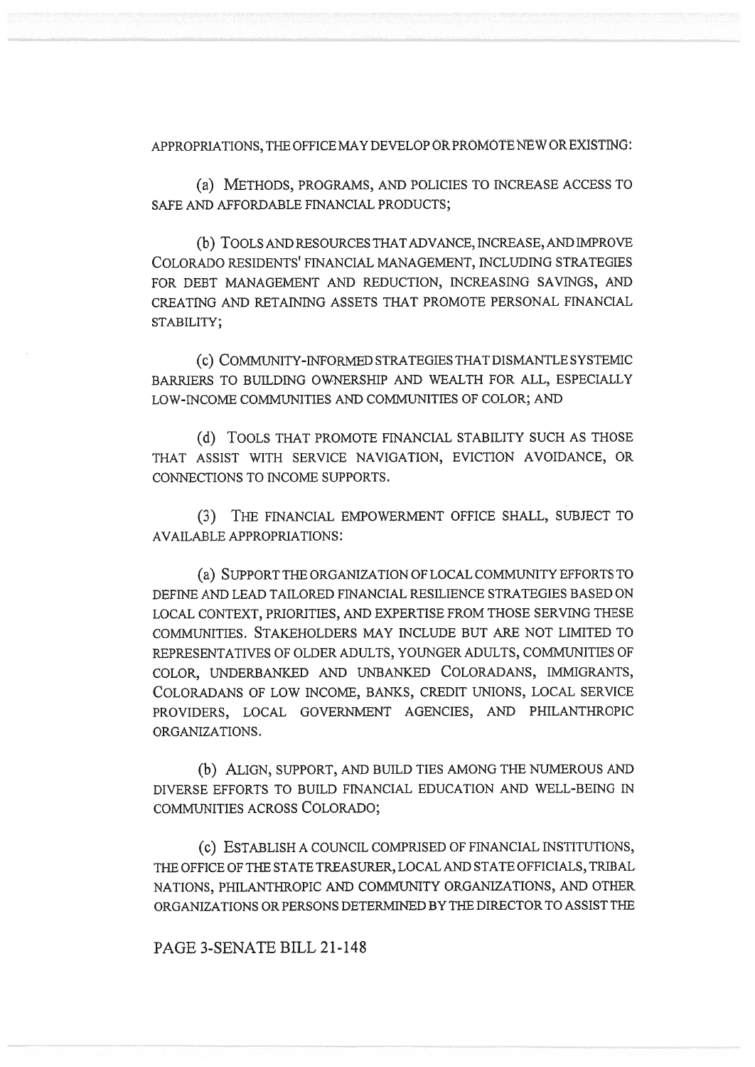APPROPRIATIONS, THE OFFICE MAY DEVELOP OR PROMOTE NEW OR EXISTING:

(a) METHODS, PROGRAMS, AND POLICIES TO INCREASE ACCESS TO SAFE AND AFFORDABLE FINANCIAL PRODUCTS;

(b) TOOLS AND RESOURCES THAT ADVANCE, INCREASE, AND IMPROVE COLORADO RESIDENTS' FINANCIAL MANAGEMENT, INCLUDING STRATEGIES FOR DEBT MANAGEMENT AND REDUCTION, INCREASING SAVINGS, AND CREATING AND RETAINING ASSETS THAT PROMOTE PERSONAL FINANCIAL STABILITY;

(c) COMMUNITY-INFORMED STRATEGIES THAT DISMANTLE SYSTEMIC BARRIERS TO BUILDING OWNERSHIP AND WEALTH FOR ALL, ESPECIALLY LOW-INCOME COMMUNITIES AND COMMUNITIES OF COLOR; AND

(d) TOOLS THAT PROMOTE FINANCIAL STABILITY SUCH AS THOSE THAT ASSIST WITH SERVICE NAVIGATION, EVICTION AVOIDANCE, OR CONNECTIONS TO INCOME SUPPORTS.

(3) THE FINANCIAL EMPOWERMENT OFFICE SHALL, SUBJECT TO AVAILABLE APPROPRIATIONS:

(a) SUPPORT THE ORGANIZATION OF LOCAL COMMUNITY EFFORTS TO DEFINE AND LEAD TAILORED FINANCIAL RESILIENCE STRATEGIES BASED ON LOCAL CONTEXT, PRIORITIES, AND EXPERTISE FROM THOSE SERVING THESE COMMUNITIES. STAKEHOLDERS MAY INCLUDE BUT ARE NOT LIMITED TO REPRESENTATIVES OF OLDER ADULTS, YOUNGER ADULTS, COMMUNITIES OF COLOR, UNDERBANKED AND UNBANKED COLORADANS, IMMIGRANTS, COLORADANS OF LOW INCOME, BANKS, CREDIT UNIONS, LOCAL SERVICE PROVIDERS, LOCAL GOVERNMENT AGENCIES, AND PHILANTHROPIC ORGANIZATIONS.

(b) ALIGN, SUPPORT, AND BUILD TIES AMONG THE NUMEROUS AND DIVERSE EFFORTS TO BUILD FINANCIAL EDUCATION AND WELL-BEING IN COMMUNITIES ACROSS COLORADO;

(c) ESTABLISH A COUNCIL COMPRISED OF FINANCIAL INSTITUTIONS, THE OFFICE OF THE STATE TREASURER, LOCAL AND STATE OFFICIALS, TRIBAL NATIONS, PHILANTHROPIC AND COMMUNITY ORGANIZATIONS, AND OTHER ORGANIZATIONS OR PERSONS DETERMINED BY THE DIRECTOR TO ASSIST THE

PAGE 3-SENATE BILL 21-148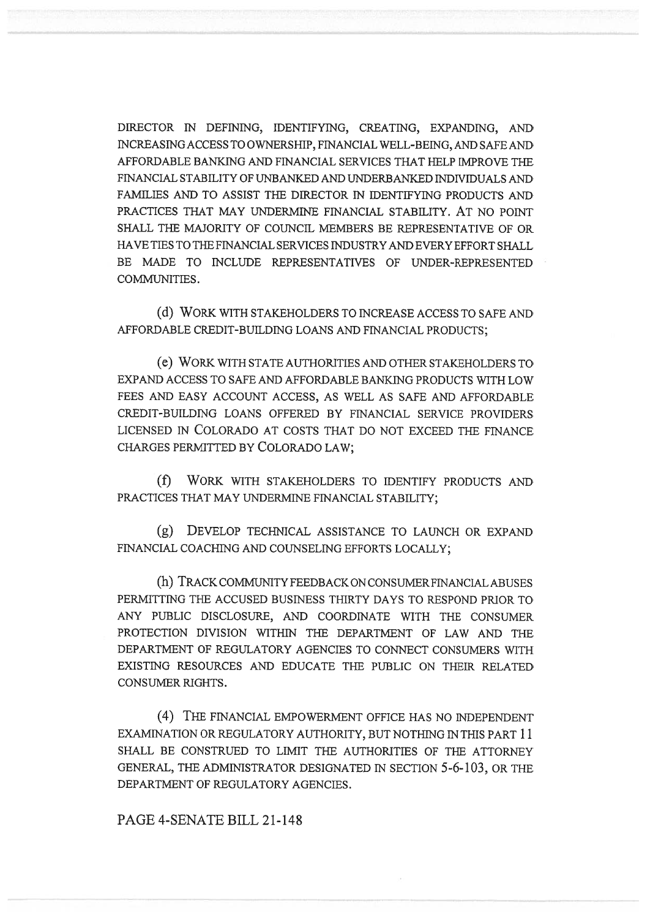DIRECTOR IN DEFINING, IDENTIFYING, CREATING, EXPANDING, AND INCREASING ACCESS TO OWNERSHIP, FINANCIAL WELL-BEING, AND SAFE AND AFFORDABLE BANKING AND FINANCIAL SERVICES THAT HELP IMPROVE THE FINANCIAL STABILITY OF UNBANKED AND UNDERBANKED INDIVIDUALS AND FAMILIES AND TO ASSIST THE DIRECTOR IN IDENTIFYING PRODUCTS AND PRACTICES THAT MAY UNDERMINE FINANCIAL STABILITY. AT NO POINT SHALL THE MAJORITY OF COUNCIL MEMBERS BE REPRESENTATIVE OF OR HAVE TIES TO THE FINANCIAL SERVICES INDUSTRY AND EVERY EFFORT SHALL BE MADE TO INCLUDE REPRESENTATIVES OF UNDER-REPRESENTED COMMUNITIES.

(d) WORK WITH STAKEHOLDERS TO INCREASE ACCESS TO SAFE AND AFFORDABLE CREDIT-BUILDING LOANS AND FINANCIAL PRODUCTS;

(e) WORK WITH STATE AUTHORITIES AND OTHER STAKEHOLDERS TO EXPAND ACCESS TO SAFE AND AFFORDABLE BANKING PRODUCTS WITH LOW FEES AND EASY ACCOUNT ACCESS, AS WELL AS SAFE AND AFFORDABLE CREDIT-BUILDING LOANS OFFERED BY FINANCIAL SERVICE PROVIDERS LICENSED IN COLORADO AT COSTS THAT DO NOT EXCEED THE FINANCE CHARGES PERMITTED BY COLORADO LAW;

(f) WORK WITH STAKEHOLDERS TO IDENTIFY PRODUCTS AND PRACTICES THAT MAY UNDERMINE FINANCIAL STABILITY;

(g) DEVELOP TECHNICAL ASSISTANCE TO LAUNCH OR EXPAND FINANCIAL COACHING AND COUNSELING EFFORTS LOCALLY;

(h) TRACK COMMUNITY FEEDBACK ON CONSUMER FINANCIAL ABUSES PERMITTING THE ACCUSED BUSINESS THIRTY DAYS TO RESPOND PRIOR TO ANY PUBLIC DISCLOSURE, AND COORDINATE WITH THE CONSUMER PROTECTION DIVISION WITHIN THE DEPARTMENT OF LAW AND THE DEPARTMENT OF REGULATORY AGENCIES TO CONNECT CONSUMERS WITH EXISTING RESOURCES AND EDUCATE THE PUBLIC ON THEIR RELATED CONSUMER RIGHTS.

(4) THE FINANCIAL EMPOWERMENT OFFICE HAS NO INDEPENDENT EXAMINATION OR REGULATORY AUTHORITY, BUT NOTHING IN THIS PART 11 SHALL BE CONSTRUED TO LIMIT THE AUTHORITIES OF THE ATTORNEY GENERAL, THE ADMINISTRATOR DESIGNATED IN SECTION 5-6-103, OR THE DEPARTMENT OF REGULATORY AGENCIES.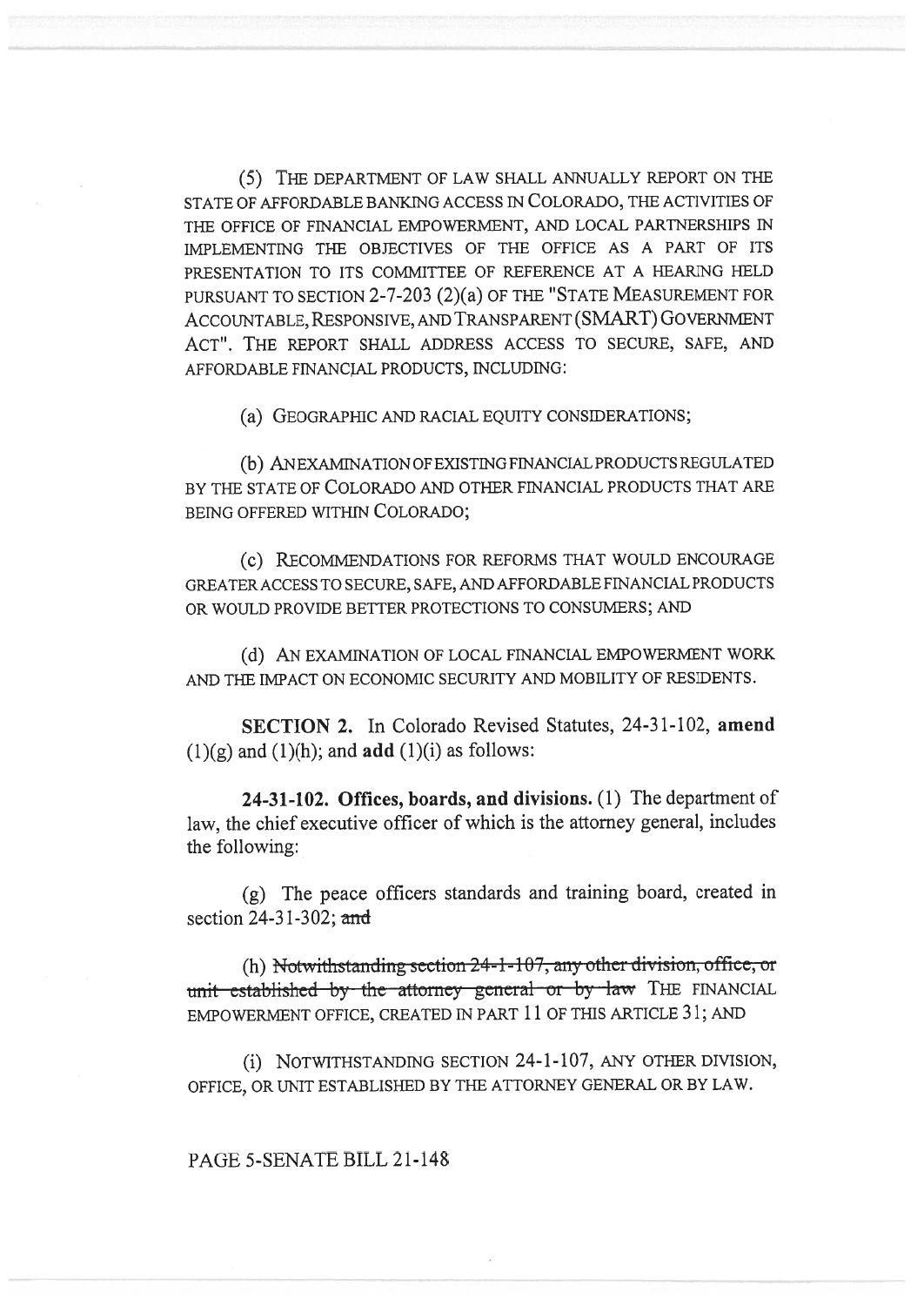(5) THE DEPARTMENT OF LAW SHALL ANNUALLY REPORT ON THE STATE OF AFFORDABLE BANKING ACCESS IN COLORADO, THE ACTIVITIES OF THE OFFICE OF FINANCIAL EMPOWERMENT, AND LOCAL PARTNERSHIPS IN IMPLEMENTING THE OBJECTIVES OF THE OFFICE AS A PART OF ITS PRESENTATION TO ITS COMMITTEE OF REFERENCE AT A HEARING HELD PURSUANT TO SECTION 2-7-203 (2)(a) OF THE "STATE MEASUREMENT FOR ACCOUNTABLE, RESPONSIVE, AND TRANSPARENT (SMART) GOVERNMENT ACT". THE REPORT SHALL ADDRESS ACCESS TO SECURE, SAFE, AND AFFORDABLE FINANCIAL PRODUCTS, INCLUDING:

(a) GEOGRAPHIC AND RACIAL EQUITY CONSIDERATIONS;

(b) AN EXAMINATION OF EXISTING FINANCIAL PRODUCTS REGULATED BY THE STATE OF COLORADO AND OTHER FINANCIAL PRODUCTS THAT ARE BEING OFFERED WITHIN COLORADO;

(c) RECOMMENDATIONS FOR REFORMS THAT WOULD ENCOURAGE GREATER ACCESS TO SECURE, SAFE, AND AFFORDABLE FINANCIAL PRODUCTS OR WOULD PROVIDE BETTER PROTECTIONS TO CONSUMERS; AND

(d) AN EXAMINATION OF LOCAL FINANCIAL EMPOWERMENT WORK AND THE IMPACT ON ECONOMIC SECURITY AND MOBILITY OF RESIDENTS.

**SECTION 2.** In Colorado Revised Statutes, 24-31-102, **amend** (1)(g) and (1)(h); and **add** (1)(i) as follows:

**24-31-102. Offices, boards, and divisions.** (1) The department of law, the chief executive officer of which is the attorney general, includes the following:

(g) The peace officers standards and training board, created in section 24-31-302; ~~and~~

(h) ~~Notwithstanding section 24-1-107, any other division, office, or unit established by the attorney general or by law~~ THE FINANCIAL EMPOWERMENT OFFICE, CREATED IN PART 11 OF THIS ARTICLE 31; AND

(i) NOTWITHSTANDING SECTION 24-1-107, ANY OTHER DIVISION, OFFICE, OR UNIT ESTABLISHED BY THE ATTORNEY GENERAL OR BY LAW.

PAGE 5-SENATE BILL 21-148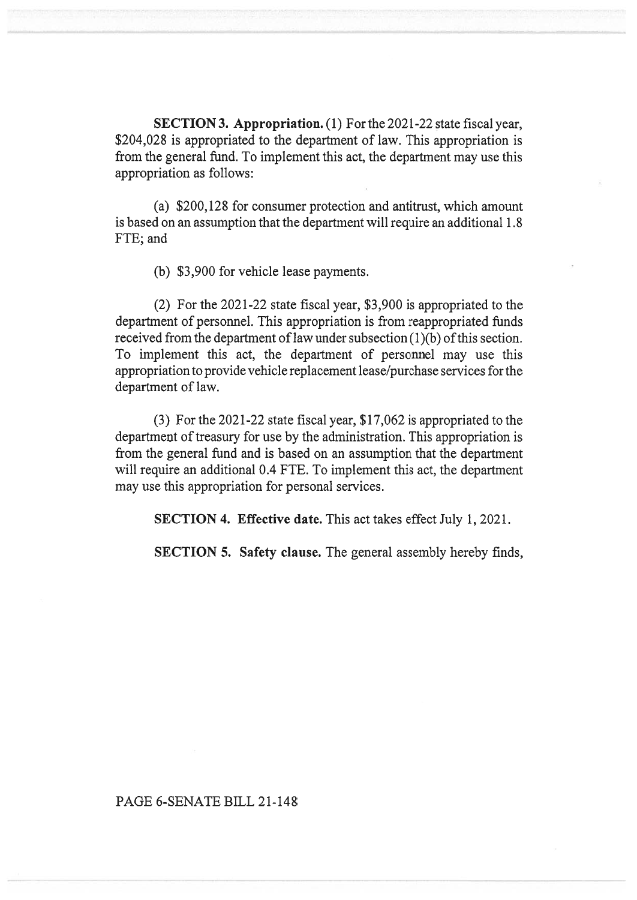**SECTION 3. Appropriation.** (1) For the 2021-22 state fiscal year, $204,028 is appropriated to the department of law. This appropriation is from the general fund. To implement this act, the department may use this appropriation as follows:

(a) $200,128 for consumer protection and antitrust, which amount is based on an assumption that the department will require an additional 1.8 FTE; and

(b) $3,900 for vehicle lease payments.

(2) For the 2021-22 state fiscal year, $3,900 is appropriated to the department of personnel. This appropriation is from reappropriated funds received from the department of law under subsection (1)(b) of this section. To implement this act, the department of personnel may use this appropriation to provide vehicle replacement lease/purchase services for the department of law.

(3) For the 2021-22 state fiscal year, $17,062 is appropriated to the department of treasury for use by the administration. This appropriation is from the general fund and is based on an assumption that the department will require an additional 0.4 FTE. To implement this act, the department may use this appropriation for personal services.

**SECTION 4. Effective date.** This act takes effect July 1, 2021.

**SECTION 5. Safety clause.** The general assembly hereby finds,

PAGE 6-SENATE BILL 21-148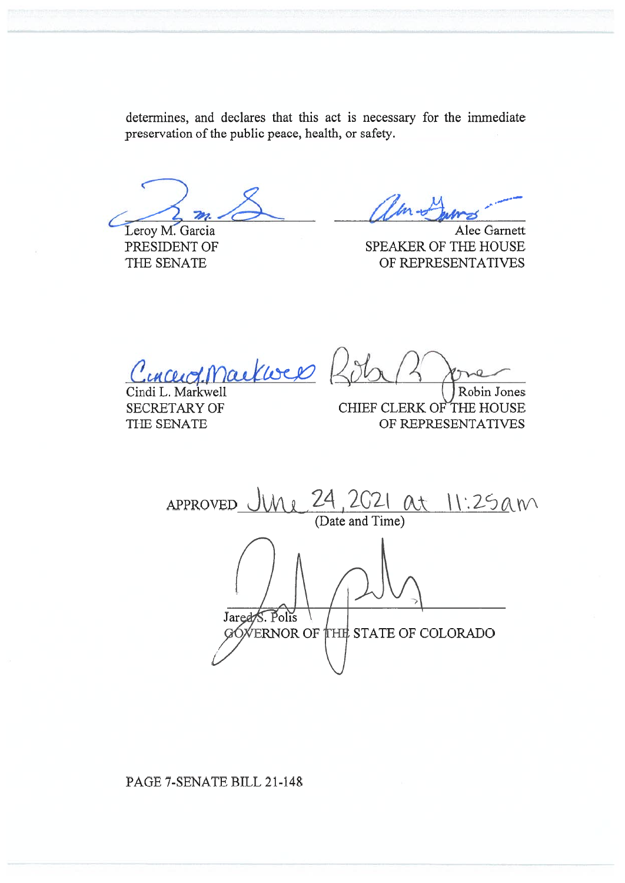determines, and declares that this act is necessary for the immediate preservation of the public peace, health, or safety.

Leroy M. Garcia
PRESIDENT OF
THE SENATE

Alec Garnett
SPEAKER OF THE HOUSE
OF REPRESENTATIVES

Cindi L. Markwell
SECRETARY OF
THE SENATE

Robin Jones
CHIEF CLERK OF THE HOUSE
OF REPRESENTATIVES

APPROVED June 24, 2021 at 11:25am
(Date and Time)

Jared S. Polis
GOVERNOR OF THE STATE OF COLORADO

PAGE 7-SENATE BILL 21-148